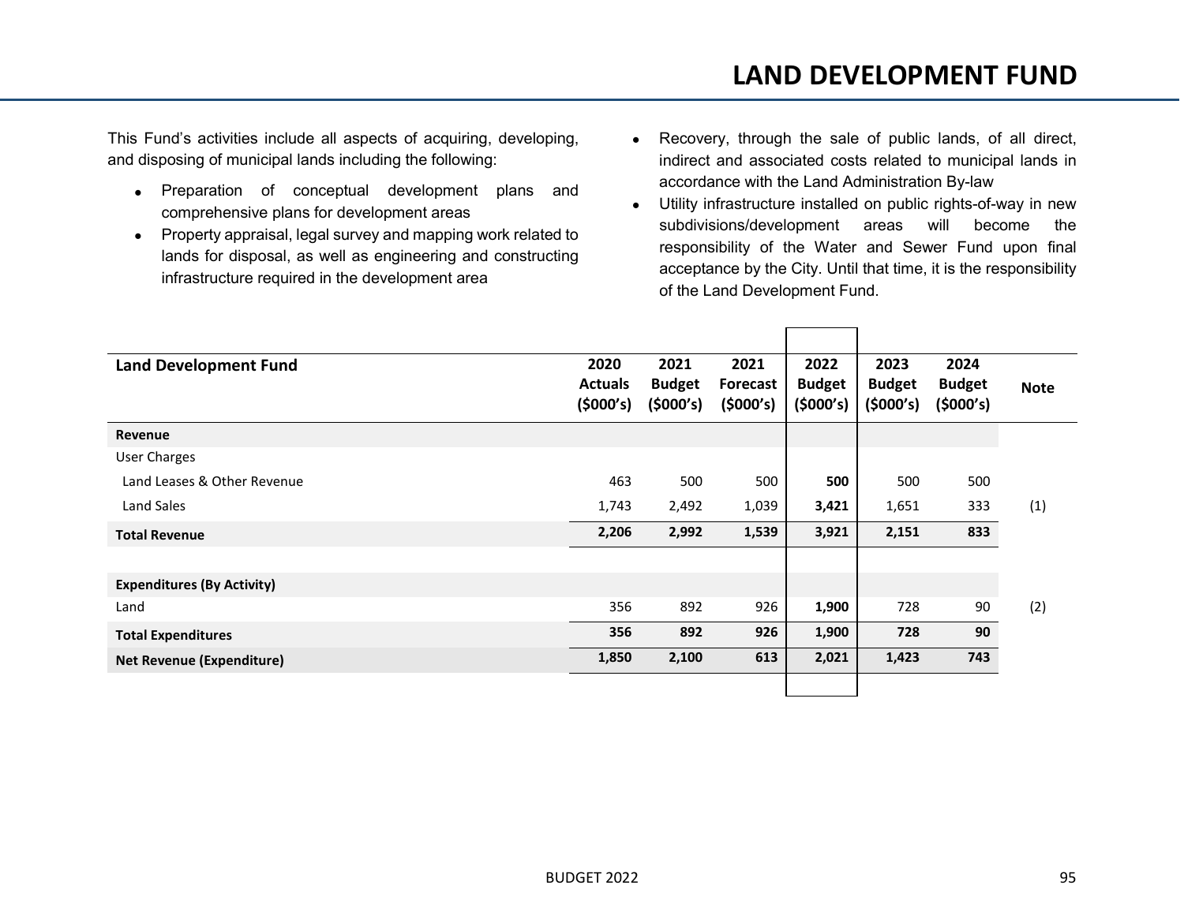# LAND DEVELOPMENT FUND

This Fund's activities include all aspects of acquiring, developing, and disposing of municipal lands including the following:

- Preparation of conceptual development plans and comprehensive plans for development areas
- Property appraisal, legal survey and mapping work related to lands for disposal, as well as engineering and constructing infrastructure required in the development area
- Recovery, through the sale of public lands, of all direct, indirect and associated costs related to municipal lands in accordance with the Land Administration By-law
- Utility infrastructure installed on public rights-of-way in new subdivisions/development areas will become the responsibility of the Water and Sewer Fund upon final acceptance by the City. Until that time, it is the responsibility of the Land Development Fund.

| Land Development Fund | 2020 Actuals ($000's) | 2021 Budget ($000's) | 2021 Forecast ($000's) | 2022 Budget ($000's) | 2023 Budget ($000's) | 2024 Budget ($000's) | Note |
|---|---|---|---|---|---|---|---|
| **Revenue** | | | | | | | |
| User Charges | | | | | | | |
| Land Leases & Other Revenue | 463 | 500 | 500 | **500** | 500 | 500 | |
| Land Sales | 1,743 | 2,492 | 1,039 | **3,421** | 1,651 | 333 | (1) |
| **Total Revenue** | **2,206** | **2,992** | **1,539** | **3,921** | **2,151** | **833** | |
| | | | | | | | |
| **Expenditures (By Activity)** | | | | | | | |
| Land | 356 | 892 | 926 | **1,900** | 728 | 90 | (2) |
| **Total Expenditures** | **356** | **892** | **926** | **1,900** | **728** | **90** | |
| **Net Revenue (Expenditure)** | **1,850** | **2,100** | **613** | **2,021** | **1,423** | **743** | |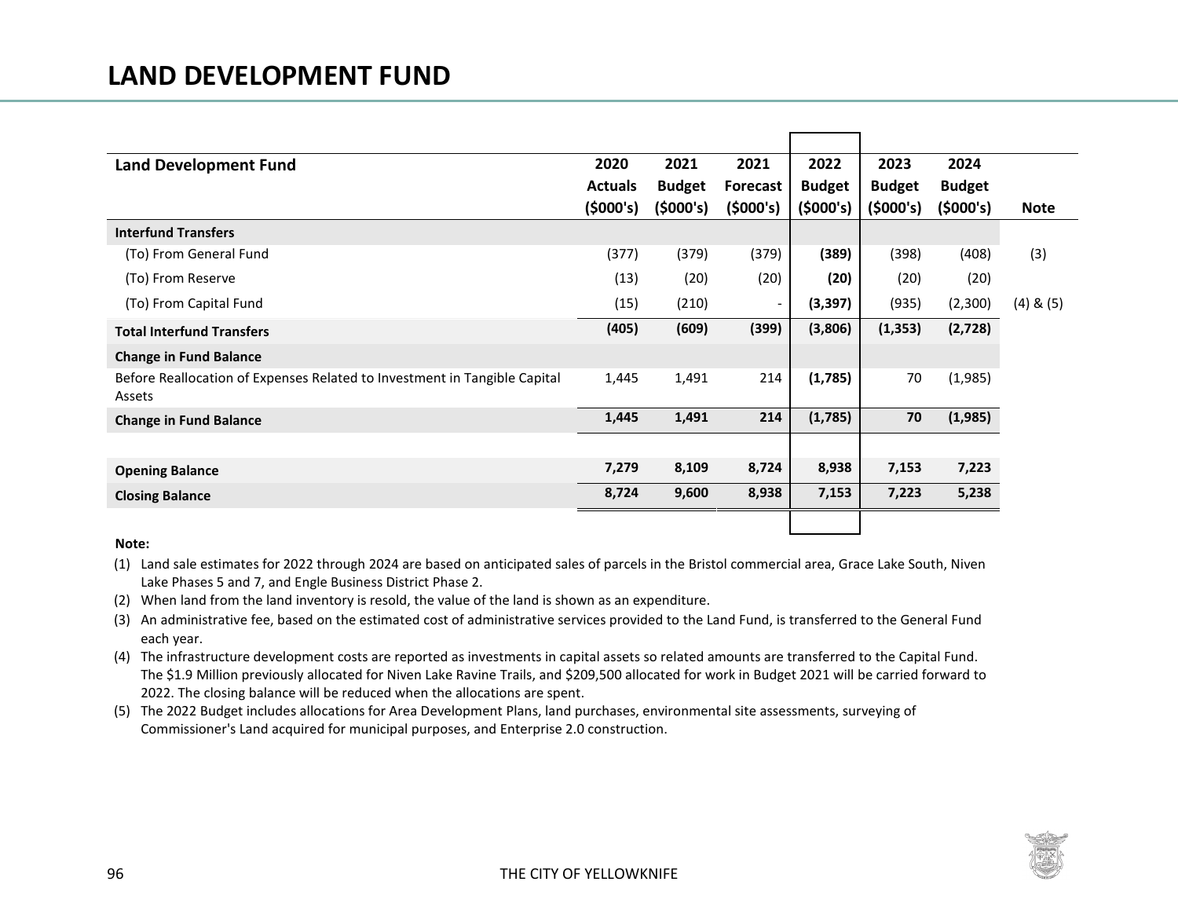# LAND DEVELOPMENT FUND

| Land Development Fund | 2020 Actuals ($000's) | 2021 Budget ($000's) | 2021 Forecast ($000's) | 2022 Budget ($000's) | 2023 Budget ($000's) | 2024 Budget ($000's) | Note |
|---|---|---|---|---|---|---|---|
| **Interfund Transfers** | | | | | | | |
| (To) From General Fund | (377) | (379) | (379) | **(389)** | (398) | (408) | (3) |
| (To) From Reserve | (13) | (20) | (20) | **(20)** | (20) | (20) | |
| (To) From Capital Fund | (15) | (210) | - | **(3,397)** | (935) | (2,300) | (4) & (5) |
| **Total Interfund Transfers** | **(405)** | **(609)** | **(399)** | **(3,806)** | **(1,353)** | **(2,728)** | |
| **Change in Fund Balance** | | | | | | | |
| Before Reallocation of Expenses Related to Investment in Tangible Capital Assets | 1,445 | 1,491 | 214 | **(1,785)** | 70 | (1,985) | |
| **Change in Fund Balance** | **1,445** | **1,491** | **214** | **(1,785)** | **70** | **(1,985)** | |
| | | | | | | | |
| **Opening Balance** | **7,279** | **8,109** | **8,724** | **8,938** | **7,153** | **7,223** | |
| **Closing Balance** | **8,724** | **9,600** | **8,938** | **7,153** | **7,223** | **5,238** | |

**Note:**

(1) Land sale estimates for 2022 through 2024 are based on anticipated sales of parcels in the Bristol commercial area, Grace Lake South, Niven Lake Phases 5 and 7, and Engle Business District Phase 2.

(2) When land from the land inventory is resold, the value of the land is shown as an expenditure.

(3) An administrative fee, based on the estimated cost of administrative services provided to the Land Fund, is transferred to the General Fund each year.

(4) The infrastructure development costs are reported as investments in capital assets so related amounts are transferred to the Capital Fund. The $1.9 Million previously allocated for Niven Lake Ravine Trails, and $209,500 allocated for work in Budget 2021 will be carried forward to 2022. The closing balance will be reduced when the allocations are spent.

(5) The 2022 Budget includes allocations for Area Development Plans, land purchases, environmental site assessments, surveying of Commissioner's Land acquired for municipal purposes, and Enterprise 2.0 construction.